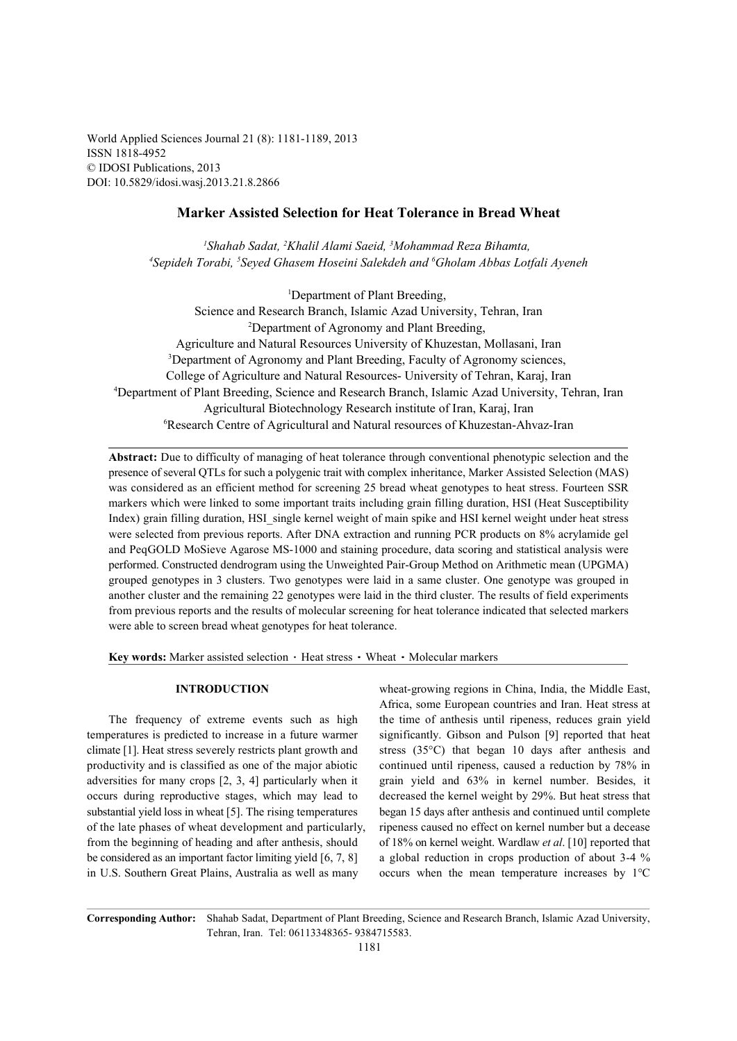World Applied Sciences Journal 21 (8): 1181-1189, 2013
ISSN 1818-4952
© IDOSI Publications, 2013
DOI: 10.5829/idosi.wasj.2013.21.8.2866

# Marker Assisted Selection for Heat Tolerance in Bread Wheat

*[1]Shahab Sadat, [2]Khalil Alami Saeid, [3]Mohammad Reza Bihamta, [4]Sepideh Torabi, [5]Seyed Ghasem Hoseini Salekdeh and [6]Gholam Abbas Lotfali Ayeneh*

[1]Department of Plant Breeding, Science and Research Branch, Islamic Azad University, Tehran, Iran
[2]Department of Agronomy and Plant Breeding, Agriculture and Natural Resources University of Khuzestan, Mollasani, Iran
[3]Department of Agronomy and Plant Breeding, Faculty of Agronomy sciences, College of Agriculture and Natural Resources- University of Tehran, Karaj, Iran
[4]Department of Plant Breeding, Science and Research Branch, Islamic Azad University, Tehran, Iran
Agricultural Biotechnology Research institute of Iran, Karaj, Iran
[6]Research Centre of Agricultural and Natural resources of Khuzestan-Ahvaz-Iran

**Abstract:** Due to difficulty of managing of heat tolerance through conventional phenotypic selection and the presence of several QTLs for such a polygenic trait with complex inheritance, Marker Assisted Selection (MAS) was considered as an efficient method for screening 25 bread wheat genotypes to heat stress. Fourteen SSR markers which were linked to some important traits including grain filling duration, HSI (Heat Susceptibility Index) grain filling duration, HSI_single kernel weight of main spike and HSI kernel weight under heat stress were selected from previous reports. After DNA extraction and running PCR products on 8% acrylamide gel and PeqGOLD MoSieve Agarose MS-1000 and staining procedure, data scoring and statistical analysis were performed. Constructed dendrogram using the Unweighted Pair-Group Method on Arithmetic mean (UPGMA) grouped genotypes in 3 clusters. Two genotypes were laid in a same cluster. One genotype was grouped in another cluster and the remaining 22 genotypes were laid in the third cluster. The results of field experiments from previous reports and the results of molecular screening for heat tolerance indicated that selected markers were able to screen bread wheat genotypes for heat tolerance.

**Key words:** Marker assisted selection · Heat stress · Wheat · Molecular markers

## INTRODUCTION

The frequency of extreme events such as high temperatures is predicted to increase in a future warmer climate [1]. Heat stress severely restricts plant growth and productivity and is classified as one of the major abiotic adversities for many crops [2, 3, 4] particularly when it occurs during reproductive stages, which may lead to substantial yield loss in wheat [5]. The rising temperatures of the late phases of wheat development and particularly, from the beginning of heading and after anthesis, should be considered as an important factor limiting yield [6, 7, 8] in U.S. Southern Great Plains, Australia as well as many wheat-growing regions in China, India, the Middle East, Africa, some European countries and Iran. Heat stress at the time of anthesis until ripeness, reduces grain yield significantly. Gibson and Pulson [9] reported that heat stress (35°C) that began 10 days after anthesis and continued until ripeness, caused a reduction by 78% in grain yield and 63% in kernel number. Besides, it decreased the kernel weight by 29%. But heat stress that began 15 days after anthesis and continued until complete ripeness caused no effect on kernel number but a decease of 18% on kernel weight. Wardlaw *et al*. [10] reported that a global reduction in crops production of about 3-4 % occurs when the mean temperature increases by 1°C

**Corresponding Author:** Shahab Sadat, Department of Plant Breeding, Science and Research Branch, Islamic Azad University, Tehran, Iran. Tel: 06113348365- 9384715583.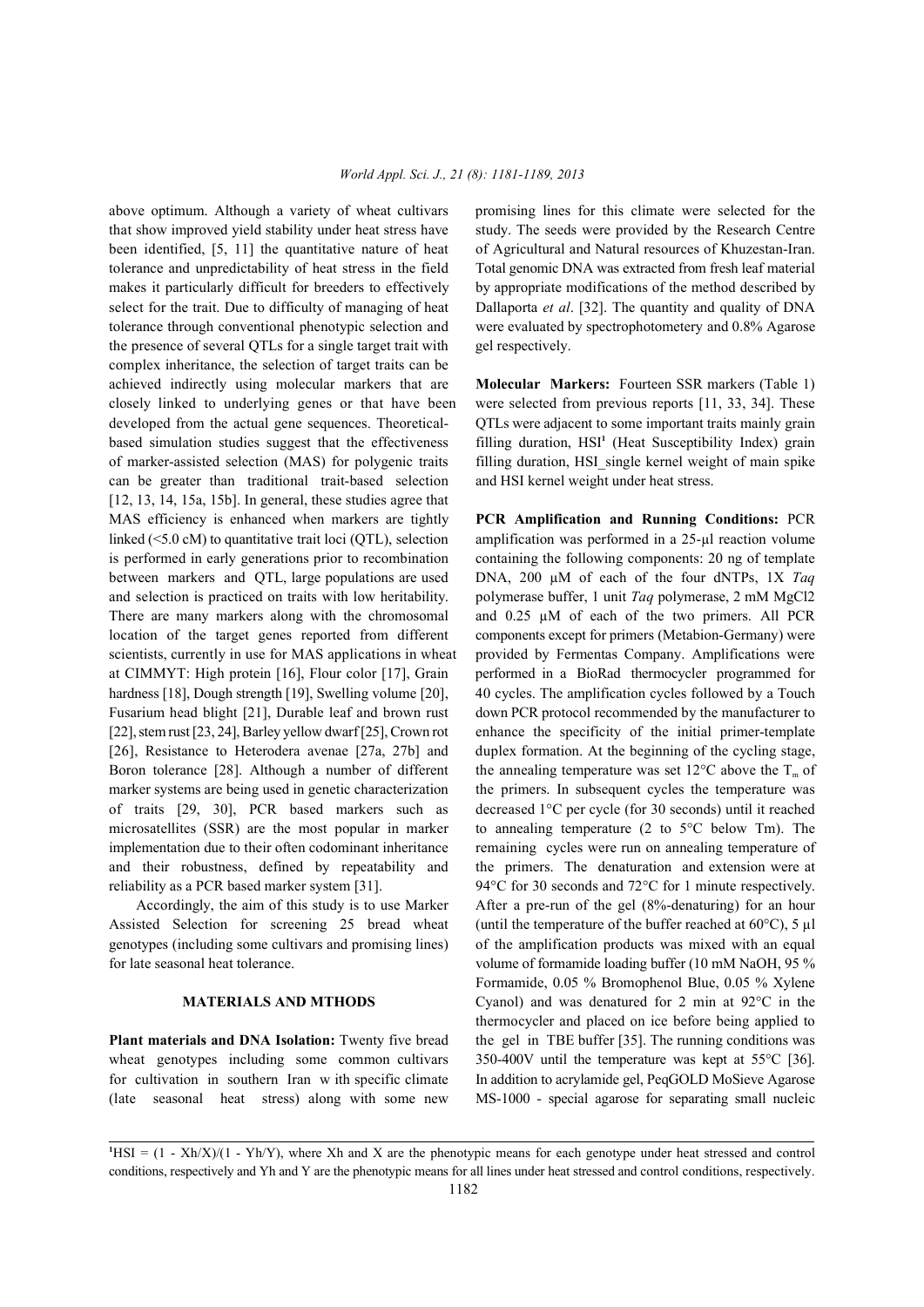above optimum. Although a variety of wheat cultivars that show improved yield stability under heat stress have been identified, [5, 11] the quantitative nature of heat tolerance and unpredictability of heat stress in the field makes it particularly difficult for breeders to effectively select for the trait. Due to difficulty of managing of heat tolerance through conventional phenotypic selection and the presence of several QTLs for a single target trait with complex inheritance, the selection of target traits can be achieved indirectly using molecular markers that are closely linked to underlying genes or that have been developed from the actual gene sequences. Theoretical-based simulation studies suggest that the effectiveness of marker-assisted selection (MAS) for polygenic traits can be greater than traditional trait-based selection [12, 13, 14, 15a, 15b]. In general, these studies agree that MAS efficiency is enhanced when markers are tightly linked (<5.0 cM) to quantitative trait loci (QTL), selection is performed in early generations prior to recombination between markers and QTL, large populations are used and selection is practiced on traits with low heritability. There are many markers along with the chromosomal location of the target genes reported from different scientists, currently in use for MAS applications in wheat at CIMMYT: High protein [16], Flour color [17], Grain hardness [18], Dough strength [19], Swelling volume [20], Fusarium head blight [21], Durable leaf and brown rust [22], stem rust [23, 24], Barley yellow dwarf [25], Crown rot [26], Resistance to Heterodera avenae [27a, 27b] and Boron tolerance [28]. Although a number of different marker systems are being used in genetic characterization of traits [29, 30], PCR based markers such as microsatellites (SSR) are the most popular in marker implementation due to their often codominant inheritance and their robustness, defined by repeatability and reliability as a PCR based marker system [31].

Accordingly, the aim of this study is to use Marker Assisted Selection for screening 25 bread wheat genotypes (including some cultivars and promising lines) for late seasonal heat tolerance.

## MATERIALS AND MTHODS

**Plant materials and DNA Isolation:** Twenty five bread wheat genotypes including some common cultivars for cultivation in southern Iran w ith specific climate (late seasonal heat stress) along with some new promising lines for this climate were selected for the study. The seeds were provided by the Research Centre of Agricultural and Natural resources of Khuzestan-Iran. Total genomic DNA was extracted from fresh leaf material by appropriate modifications of the method described by Dallaporta *et al*. [32]. The quantity and quality of DNA were evaluated by spectrophotometery and 0.8% Agarose gel respectively.

**Molecular Markers:** Fourteen SSR markers (Table 1) were selected from previous reports [11, 33, 34]. These QTLs were adjacent to some important traits mainly grain filling duration, HSI[1] (Heat Susceptibility Index) grain filling duration, HSI_single kernel weight of main spike and HSI kernel weight under heat stress.

**PCR Amplification and Running Conditions:** PCR amplification was performed in a 25-µl reaction volume containing the following components: 20 ng of template DNA, 200 µM of each of the four dNTPs, 1X *Taq* polymerase buffer, 1 unit *Taq* polymerase, 2 mM $MgCl_2$ and 0.25 µM of each of the two primers. All PCR components except for primers (Metabion-Germany) were provided by Fermentas Company. Amplifications were performed in a BioRad thermocycler programmed for 40 cycles. The amplification cycles followed by a Touch down PCR protocol recommended by the manufacturer to enhance the specificity of the initial primer-template duplex formation. At the beginning of the cycling stage, the annealing temperature was set 12°C above the $T_m$ of the primers. In subsequent cycles the temperature was decreased 1°C per cycle (for 30 seconds) until it reached to annealing temperature (2 to 5°C below Tm). The remaining cycles were run on annealing temperature of the primers. The denaturation and extension were at 94°C for 30 seconds and 72°C for 1 minute respectively. After a pre-run of the gel (8%-denaturing) for an hour (until the temperature of the buffer reached at 60°C), 5 µl of the amplification products was mixed with an equal volume of formamide loading buffer (10 mM NaOH, 95 % Formamide, 0.05 % Bromophenol Blue, 0.05 % Xylene Cyanol) and was denatured for 2 min at 92°C in the thermocycler and placed on ice before being applied to the gel in TBE buffer [35]. The running conditions was 350-400V until the temperature was kept at 55°C [36]. In addition to acrylamide gel, PeqGOLD MoSieve Agarose MS-1000 - special agarose for separating small nucleic

---

[1] $HSI = (1 - Xh/X)/(1 - Yh/Y)$, where Xh and X are the phenotypic means for each genotype under heat stressed and control conditions, respectively and Yh and Y are the phenotypic means for all lines under heat stressed and control conditions, respectively.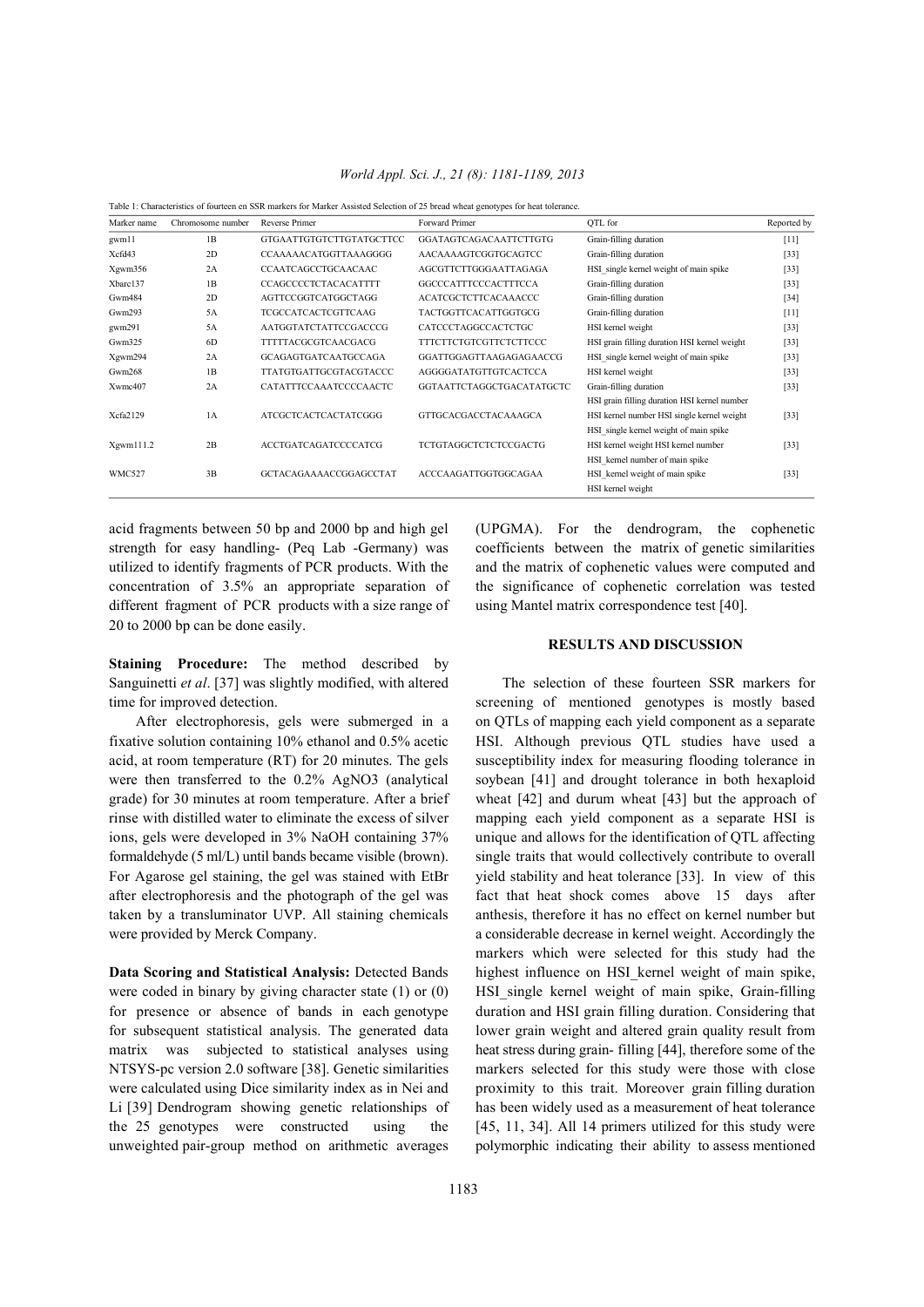Table 1: Characteristics of fourteen en SSR markers for Marker Assisted Selection of 25 bread wheat genotypes for heat tolerance.

| Marker name | Chromosome number | Reverse Primer | Forward Primer | QTL for | Reported by |
|---|---|---|---|---|---|
| gwm11 | 1B | GTGAATTGTGTCTTGTATGCTTCC | GGATAGTCAGACAATTCTTGTG | Grain-filling duration | [11] |
| Xcfd43 | 2D | CCAAAAACATGGTTAAAGGGG | AACAAAAGTCGGTGCAGTCC | Grain-filling duration | [33] |
| Xgwm356 | 2A | CCAATCAGCCTGCAACAAC | AGCGTTCTTGGGAATTAGAGA | HSI_single kernel weight of main spike | [33] |
| Xbarc137 | 1B | CCAGCCCCTCTACACATTTT | GGCCCATTTCCCACTTTCCA | Grain-filling duration | [33] |
| Gwm484 | 2D | AGTTCCGGTCATGGCTAGG | ACATCGCTCTTCACAAACCC | Grain-filling duration | [34] |
| Gwm293 | 5A | TCGCCATCACTCGTTCAAG | TACTGGTTCACATTGGTGCG | Grain-filling duration | [11] |
| gwm291 | 5A | AATGGTATCTATTCCGACCCG | CATCCCTAGGCCACTCTGC | HSI kernel weight | [33] |
| Gwm325 | 6D | TTTTTACGCGTCAACGACG | TTTCTTCTGTCGTTCTCTTCCC | HSI grain filling duration HSI kernel weight | [33] |
| Xgwm294 | 2A | GCAGAGTGATCAATGCCAGA | GGATTGGAGTTAAGAGAGAACCG | HSI_single kernel weight of main spike | [33] |
| Gwm268 | 1B | TTATGTGATTGCGTACGTACCC | AGGGGATATGTTGTCACTCCA | HSI kernel weight | [33] |
| Xwmc407 | 2A | CATATTTCCAAATCCCCAACTC | GGTAATTCTAGGCTGACATATGCTC | Grain-filling duration HSI grain filling duration HSI kernel number | [33] |
| Xcfa2129 | 1A | ATCGCTCACTCACTATCGGG | GTTGCACGACCTACAAAGCA | HSI kernel number HSI single kernel weight HSI_single kernel weight of main spike | [33] |
| Xgwm111.2 | 2B | ACCTGATCAGATCCCCATCG | TCTGTAGGCTCTCTCCGACTG | HSI kernel weight HSI kernel number HSI_kernel number of main spike | [33] |
| WMC527 | 3B | GCTACAGAAAACCGGAGCCTAT | ACCCAAGATTGGTGGCAGAA | HSI_kernel weight of main spike HSI kernel weight | [33] |

acid fragments between 50 bp and 2000 bp and high gel strength for easy handling- (Peq Lab -Germany) was utilized to identify fragments of PCR products. With the concentration of 3.5% an appropriate separation of different fragment of PCR products with a size range of 20 to 2000 bp can be done easily.

**Staining Procedure:** The method described by Sanguinetti *et al*. [37] was slightly modified, with altered time for improved detection.

After electrophoresis, gels were submerged in a fixative solution containing 10% ethanol and 0.5% acetic acid, at room temperature (RT) for 20 minutes. The gels were then transferred to the 0.2% $AgNO_3$ (analytical grade) for 30 minutes at room temperature. After a brief rinse with distilled water to eliminate the excess of silver ions, gels were developed in 3% NaOH containing 37% formaldehyde (5 ml/L) until bands became visible (brown). For Agarose gel staining, the gel was stained with EtBr after electrophoresis and the photograph of the gel was taken by a transluminator UVP. All staining chemicals were provided by Merck Company.

**Data Scoring and Statistical Analysis:** Detected Bands were coded in binary by giving character state (1) or (0) for presence or absence of bands in each genotype for subsequent statistical analysis. The generated data matrix was subjected to statistical analyses using NTSYS-pc version 2.0 software [38]. Genetic similarities were calculated using Dice similarity index as in Nei and Li [39] Dendrogram showing genetic relationships of the 25 genotypes were constructed using the unweighted pair-group method on arithmetic averages (UPGMA). For the dendrogram, the cophenetic coefficients between the matrix of genetic similarities and the matrix of cophenetic values were computed and the significance of cophenetic correlation was tested using Mantel matrix correspondence test [40].

## RESULTS AND DISCUSSION

The selection of these fourteen SSR markers for screening of mentioned genotypes is mostly based on QTLs of mapping each yield component as a separate HSI. Although previous QTL studies have used a susceptibility index for measuring flooding tolerance in soybean [41] and drought tolerance in both hexaploid wheat [42] and durum wheat [43] but the approach of mapping each yield component as a separate HSI is unique and allows for the identification of QTL affecting single traits that would collectively contribute to overall yield stability and heat tolerance [33]. In view of this fact that heat shock comes above 15 days after anthesis, therefore it has no effect on kernel number but a considerable decrease in kernel weight. Accordingly the markers which were selected for this study had the highest influence on HSI_kernel weight of main spike, HSI_single kernel weight of main spike, Grain-filling duration and HSI grain filling duration. Considering that lower grain weight and altered grain quality result from heat stress during grain- filling [44], therefore some of the markers selected for this study were those with close proximity to this trait. Moreover grain filling duration has been widely used as a measurement of heat tolerance [45, 11, 34]. All 14 primers utilized for this study were polymorphic indicating their ability to assess mentioned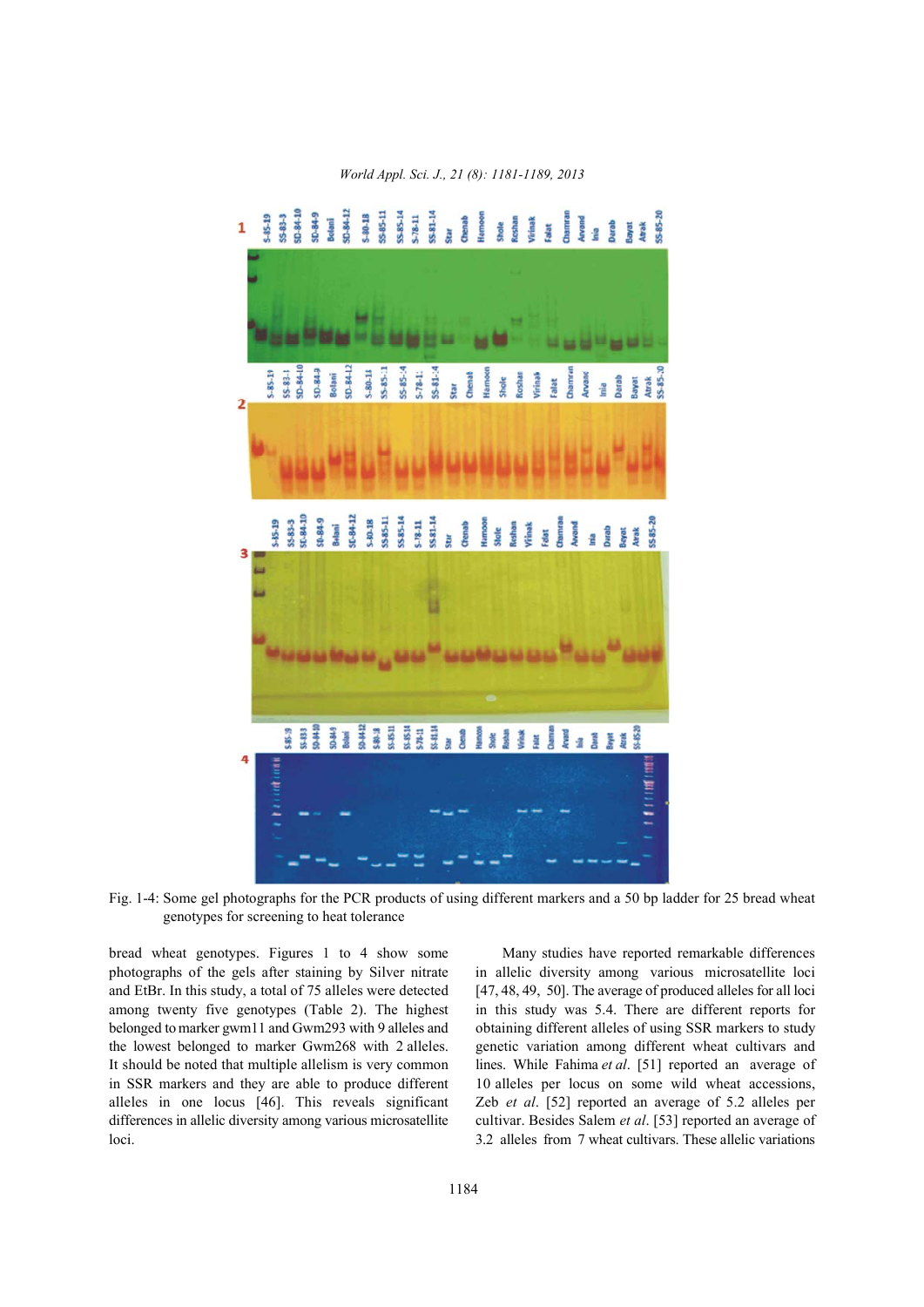Fig. 1-4: Some gel photographs for the PCR products of using different markers and a 50 bp ladder for 25 bread wheat genotypes for screening to heat tolerance

bread wheat genotypes. Figures 1 to 4 show some photographs of the gels after staining by Silver nitrate and EtBr. In this study, a total of 75 alleles were detected among twenty five genotypes (Table 2). The highest belonged to marker gwm11 and Gwm293 with 9 alleles and the lowest belonged to marker Gwm268 with 2 alleles. It should be noted that multiple allelism is very common in SSR markers and they are able to produce different alleles in one locus [46]. This reveals significant differences in allelic diversity among various microsatellite loci.

Many studies have reported remarkable differences in allelic diversity among various microsatellite loci [47, 48, 49, 50]. The average of produced alleles for all loci in this study was 5.4. There are different reports for obtaining different alleles of using SSR markers to study genetic variation among different wheat cultivars and lines. While Fahima *et al*. [51] reported an average of 10 alleles per locus on some wild wheat accessions, Zeb *et al*. [52] reported an average of 5.2 alleles per cultivar. Besides Salem *et al*. [53] reported an average of 3.2 alleles from 7 wheat cultivars. These allelic variations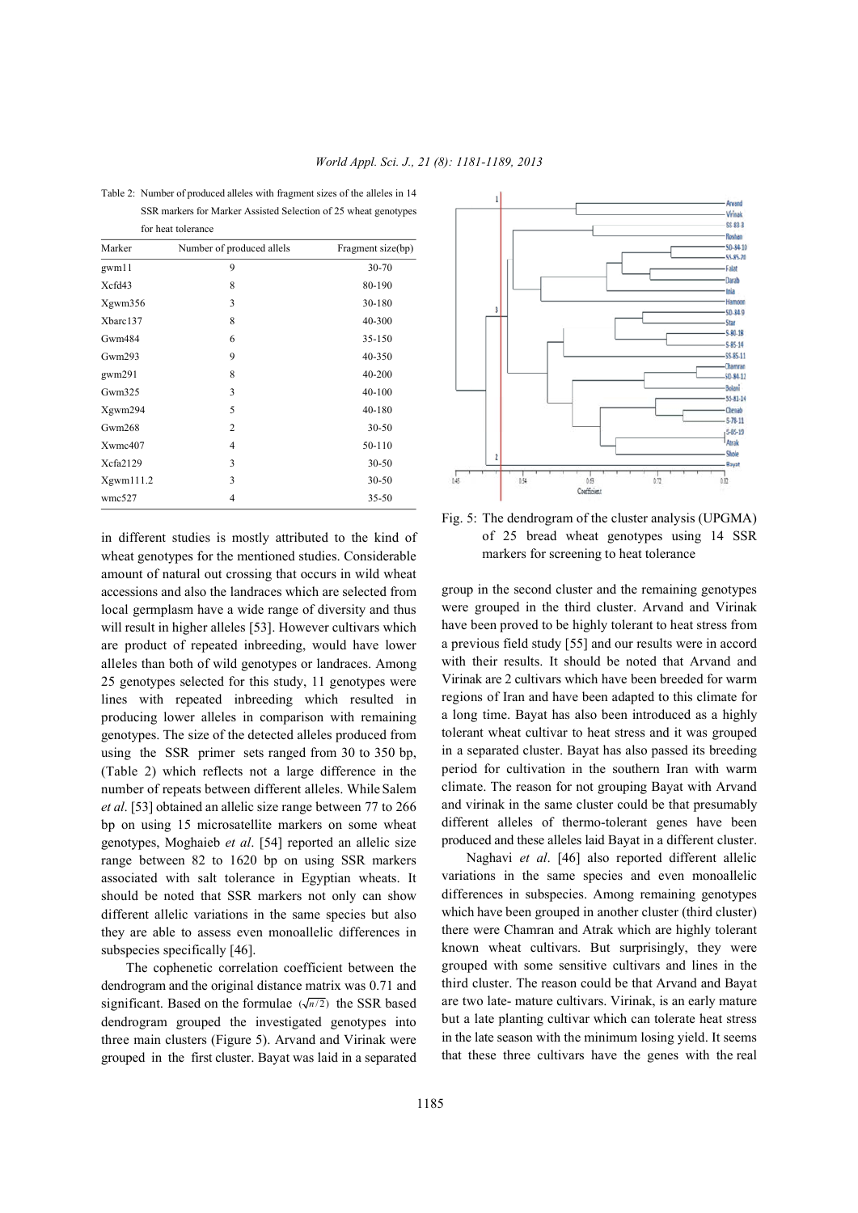Table 2: Number of produced alleles with fragment sizes of the alleles in 14 SSR markers for Marker Assisted Selection of 25 wheat genotypes for heat tolerance

| Marker | Number of produced allels | Fragment size(bp) |
|---|---|---|
| gwm11 | 9 | 30-70 |
| Xcfd43 | 8 | 80-190 |
| Xgwm356 | 3 | 30-180 |
| Xbarc137 | 8 | 40-300 |
| Gwm484 | 6 | 35-150 |
| Gwm293 | 9 | 40-350 |
| gwm291 | 8 | 40-200 |
| Gwm325 | 3 | 40-100 |
| Xgwm294 | 5 | 40-180 |
| Gwm268 | 2 | 30-50 |
| Xwmc407 | 4 | 50-110 |
| Xcfa2129 | 3 | 30-50 |
| Xgwm111.2 | 3 | 30-50 |
| wmc527 | 4 | 35-50 |

in different studies is mostly attributed to the kind of wheat genotypes for the mentioned studies. Considerable amount of natural out crossing that occurs in wild wheat accessions and also the landraces which are selected from local germplasm have a wide range of diversity and thus will result in higher alleles [53]. However cultivars which are product of repeated inbreeding, would have lower alleles than both of wild genotypes or landraces. Among 25 genotypes selected for this study, 11 genotypes were lines with repeated inbreeding which resulted in producing lower alleles in comparison with remaining genotypes. The size of the detected alleles produced from using the SSR primer sets ranged from 30 to 350 bp, (Table 2) which reflects not a large difference in the number of repeats between different alleles. While Salem *et al*. [53] obtained an allelic size range between 77 to 266 bp on using 15 microsatellite markers on some wheat genotypes, Moghaieb *et al*. [54] reported an allelic size range between 82 to 1620 bp on using SSR markers associated with salt tolerance in Egyptian wheats. It should be noted that SSR markers not only can show different allelic variations in the same species but also they are able to assess even monoallelic differences in subspecies specifically [46].

The cophenetic correlation coefficient between the dendrogram and the original distance matrix was 0.71 and significant. Based on the formulae ($\sqrt{n/2}$) the SSR based dendrogram grouped the investigated genotypes into three main clusters (Figure 5). Arvand and Virinak were grouped in the first cluster. Bayat was laid in a separated group in the second cluster and the remaining genotypes were grouped in the third cluster. Arvand and Virinak have been proved to be highly tolerant to heat stress from a previous field study [55] and our results were in accord with their results. It should be noted that Arvand and Virinak are 2 cultivars which have been breeded for warm regions of Iran and have been adapted to this climate for a long time. Bayat has also been introduced as a highly tolerant wheat cultivar to heat stress and it was grouped in a separated cluster. Bayat has also passed its breeding period for cultivation in the southern Iran with warm climate. The reason for not grouping Bayat with Arvand and virinak in the same cluster could be that presumably different alleles of thermo-tolerant genes have been produced and these alleles laid Bayat in a different cluster.

Fig. 5: The dendrogram of the cluster analysis (UPGMA) of 25 bread wheat genotypes using 14 SSR markers for screening to heat tolerance

Naghavi *et al*. [46] also reported different allelic variations in the same species and even monoallelic differences in subspecies. Among remaining genotypes which have been grouped in another cluster (third cluster) there were Chamran and Atrak which are highly tolerant known wheat cultivars. But surprisingly, they were grouped with some sensitive cultivars and lines in the third cluster. The reason could be that Arvand and Bayat are two late- mature cultivars. Virinak, is an early mature but a late planting cultivar which can tolerate heat stress in the late season with the minimum losing yield. It seems that these three cultivars have the genes with the real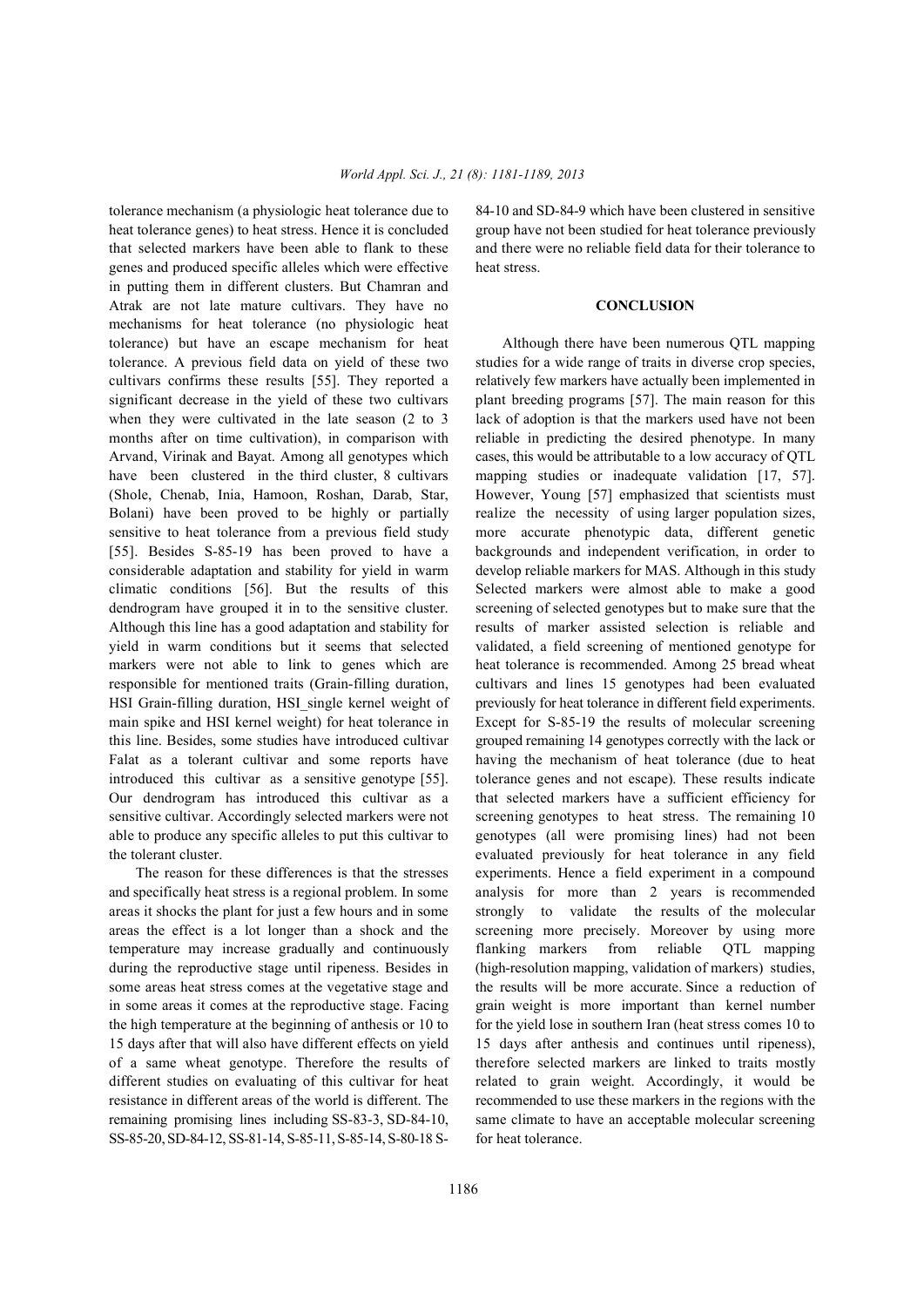tolerance mechanism (a physiologic heat tolerance due to heat tolerance genes) to heat stress. Hence it is concluded that selected markers have been able to flank to these genes and produced specific alleles which were effective in putting them in different clusters. But Chamran and Atrak are not late mature cultivars. They have no mechanisms for heat tolerance (no physiologic heat tolerance) but have an escape mechanism for heat tolerance. A previous field data on yield of these two cultivars confirms these results [55]. They reported a significant decrease in the yield of these two cultivars when they were cultivated in the late season (2 to 3 months after on time cultivation), in comparison with Arvand, Virinak and Bayat. Among all genotypes which have been clustered in the third cluster, 8 cultivars (Shole, Chenab, Inia, Hamoon, Roshan, Darab, Star, Bolani) have been proved to be highly or partially sensitive to heat tolerance from a previous field study [55]. Besides S-85-19 has been proved to have a considerable adaptation and stability for yield in warm climatic conditions [56]. But the results of this dendrogram have grouped it in to the sensitive cluster. Although this line has a good adaptation and stability for yield in warm conditions but it seems that selected markers were not able to link to genes which are responsible for mentioned traits (Grain-filling duration, HSI Grain-filling duration, HSI_single kernel weight of main spike and HSI kernel weight) for heat tolerance in this line. Besides, some studies have introduced cultivar Falat as a tolerant cultivar and some reports have introduced this cultivar as a sensitive genotype [55]. Our dendrogram has introduced this cultivar as a sensitive cultivar. Accordingly selected markers were not able to produce any specific alleles to put this cultivar to the tolerant cluster.

The reason for these differences is that the stresses and specifically heat stress is a regional problem. In some areas it shocks the plant for just a few hours and in some areas the effect is a lot longer than a shock and the temperature may increase gradually and continuously during the reproductive stage until ripeness. Besides in some areas heat stress comes at the vegetative stage and in some areas it comes at the reproductive stage. Facing the high temperature at the beginning of anthesis or 10 to 15 days after that will also have different effects on yield of a same wheat genotype. Therefore the results of different studies on evaluating of this cultivar for heat resistance in different areas of the world is different. The remaining promising lines including SS-83-3, SD-84-10, SS-85-20, SD-84-12, SS-81-14, S-85-11, S-85-14, S-80-18 S-84-10 and SD-84-9 which have been clustered in sensitive group have not been studied for heat tolerance previously and there were no reliable field data for their tolerance to heat stress.

## CONCLUSION

Although there have been numerous QTL mapping studies for a wide range of traits in diverse crop species, relatively few markers have actually been implemented in plant breeding programs [57]. The main reason for this lack of adoption is that the markers used have not been reliable in predicting the desired phenotype. In many cases, this would be attributable to a low accuracy of QTL mapping studies or inadequate validation [17, 57]. However, Young [57] emphasized that scientists must realize the necessity of using larger population sizes, more accurate phenotypic data, different genetic backgrounds and independent verification, in order to develop reliable markers for MAS. Although in this study Selected markers were almost able to make a good screening of selected genotypes but to make sure that the results of marker assisted selection is reliable and validated, a field screening of mentioned genotype for heat tolerance is recommended. Among 25 bread wheat cultivars and lines 15 genotypes had been evaluated previously for heat tolerance in different field experiments. Except for S-85-19 the results of molecular screening grouped remaining 14 genotypes correctly with the lack or having the mechanism of heat tolerance (due to heat tolerance genes and not escape). These results indicate that selected markers have a sufficient efficiency for screening genotypes to heat stress. The remaining 10 genotypes (all were promising lines) had not been evaluated previously for heat tolerance in any field experiments. Hence a field experiment in a compound analysis for more than 2 years is recommended strongly to validate the results of the molecular screening more precisely. Moreover by using more flanking markers from reliable QTL mapping (high-resolution mapping, validation of markers) studies, the results will be more accurate. Since a reduction of grain weight is more important than kernel number for the yield lose in southern Iran (heat stress comes 10 to 15 days after anthesis and continues until ripeness), therefore selected markers are linked to traits mostly related to grain weight. Accordingly, it would be recommended to use these markers in the regions with the same climate to have an acceptable molecular screening for heat tolerance.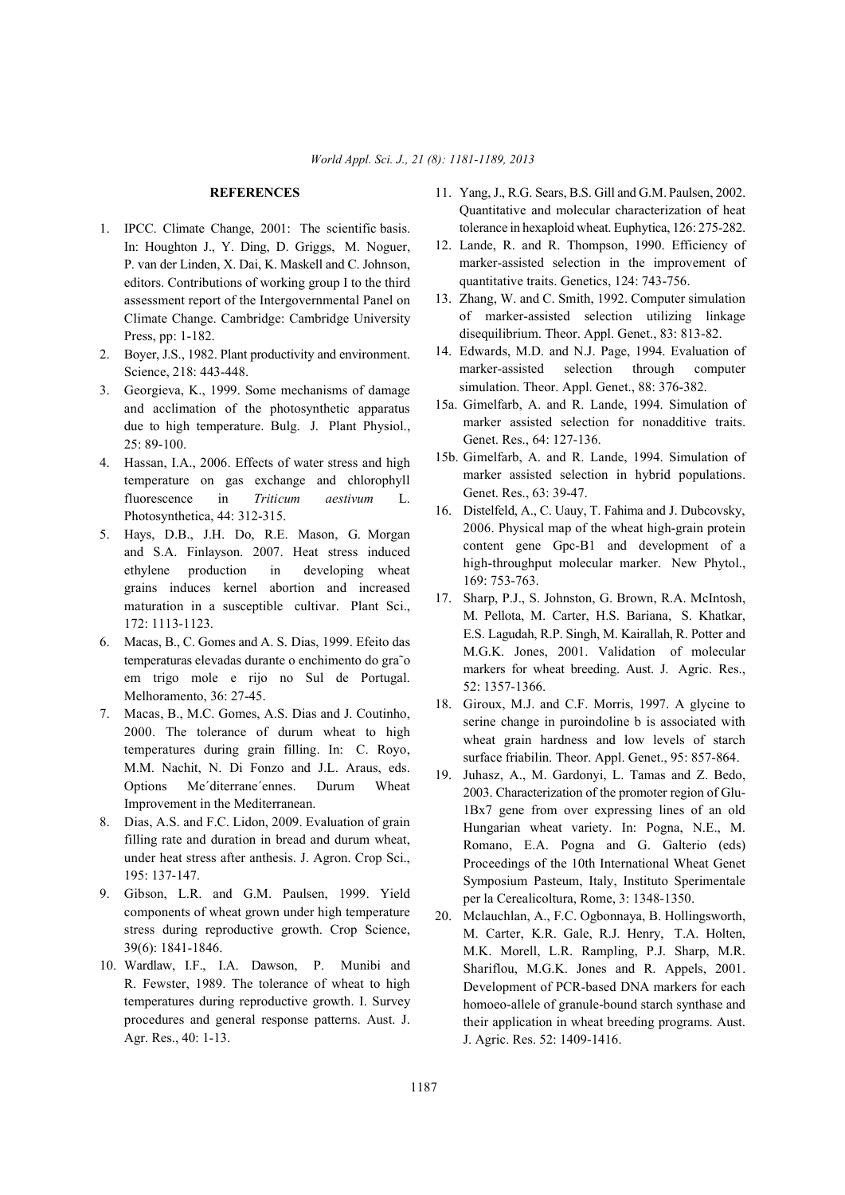## REFERENCES

1. IPCC. Climate Change, 2001: The scientific basis. In: Houghton J., Y. Ding, D. Griggs, M. Noguer, P. van der Linden, X. Dai, K. Maskell and C. Johnson, editors. Contributions of working group I to the third assessment report of the Intergovernmental Panel on Climate Change. Cambridge: Cambridge University Press, pp: 1-182.
2. Boyer, J.S., 1982. Plant productivity and environment. Science, 218: 443-448.
3. Georgieva, K., 1999. Some mechanisms of damage and acclimation of the photosynthetic apparatus due to high temperature. Bulg. J. Plant Physiol., 25: 89-100.
4. Hassan, I.A., 2006. Effects of water stress and high temperature on gas exchange and chlorophyll fluorescence in *Triticum aestivum* L. Photosynthetica, 44: 312-315.
5. Hays, D.B., J.H. Do, R.E. Mason, G. Morgan and S.A. Finlayson. 2007. Heat stress induced ethylene production in developing wheat grains induces kernel abortion and increased maturation in a susceptible cultivar. Plant Sci., 172: 1113-1123.
6. Macas, B., C. Gomes and A. S. Dias, 1999. Efeito das temperaturas elevadas durante o enchimento do gra˜o em trigo mole e rijo no Sul de Portugal. Melhoramento, 36: 27-45.
7. Macas, B., M.C. Gomes, A.S. Dias and J. Coutinho, 2000. The tolerance of durum wheat to high temperatures during grain filling. In: C. Royo, M.M. Nachit, N. Di Fonzo and J.L. Araus, eds. Options Me´diterrane´ennes. Durum Wheat Improvement in the Mediterranean.
8. Dias, A.S. and F.C. Lidon, 2009. Evaluation of grain filling rate and duration in bread and durum wheat, under heat stress after anthesis. J. Agron. Crop Sci., 195: 137-147.
9. Gibson, L.R. and G.M. Paulsen, 1999. Yield components of wheat grown under high temperature stress during reproductive growth. Crop Science, 39(6): 1841-1846.
10. Wardlaw, I.F., I.A. Dawson, P. Munibi and R. Fewster, 1989. The tolerance of wheat to high temperatures during reproductive growth. I. Survey procedures and general response patterns. Aust. J. Agr. Res., 40: 1-13.
11. Yang, J., R.G. Sears, B.S. Gill and G.M. Paulsen, 2002. Quantitative and molecular characterization of heat tolerance in hexaploid wheat. Euphytica, 126: 275-282.
12. Lande, R. and R. Thompson, 1990. Efficiency of marker-assisted selection in the improvement of quantitative traits. Genetics, 124: 743-756.
13. Zhang, W. and C. Smith, 1992. Computer simulation of marker-assisted selection utilizing linkage disequilibrium. Theor. Appl. Genet., 83: 813-82.
14. Edwards, M.D. and N.J. Page, 1994. Evaluation of marker-assisted selection through computer simulation. Theor. Appl. Genet., 88: 376-382.

15a. Gimelfarb, A. and R. Lande, 1994. Simulation of marker assisted selection for nonadditive traits. Genet. Res., 64: 127-136.

15b. Gimelfarb, A. and R. Lande, 1994. Simulation of marker assisted selection in hybrid populations. Genet. Res., 63: 39-47.

16. Distelfeld, A., C. Uauy, T. Fahima and J. Dubcovsky, 2006. Physical map of the wheat high-grain protein content gene Gpc-B1 and development of a high-throughput molecular marker. New Phytol., 169: 753-763.
17. Sharp, P.J., S. Johnston, G. Brown, R.A. McIntosh, M. Pellota, M. Carter, H.S. Bariana, S. Khatkar, E.S. Lagudah, R.P. Singh, M. Kairallah, R. Potter and M.G.K. Jones, 2001. Validation of molecular markers for wheat breeding. Aust. J. Agric. Res., 52: 1357-1366.
18. Giroux, M.J. and C.F. Morris, 1997. A glycine to serine change in puroindoline b is associated with wheat grain hardness and low levels of starch surface friabilin. Theor. Appl. Genet., 95: 857-864.
19. Juhasz, A., M. Gardonyi, L. Tamas and Z. Bedo, 2003. Characterization of the promoter region of Glu-1Bx7 gene from over expressing lines of an old Hungarian wheat variety. In: Pogna, N.E., M. Romano, E.A. Pogna and G. Galterio (eds) Proceedings of the 10th International Wheat Genet Symposium Pasteum, Italy, Instituto Sperimentale per la Cerealicoltura, Rome, 3: 1348-1350.
20. Mclauchlan, A., F.C. Ogbonnaya, B. Hollingsworth, M. Carter, K.R. Gale, R.J. Henry, T.A. Holten, M.K. Morell, L.R. Rampling, P.J. Sharp, M.R. Shariflou, M.G.K. Jones and R. Appels, 2001. Development of PCR-based DNA markers for each homoeo-allele of granule-bound starch synthase and their application in wheat breeding programs. Aust. J. Agric. Res. 52: 1409-1416.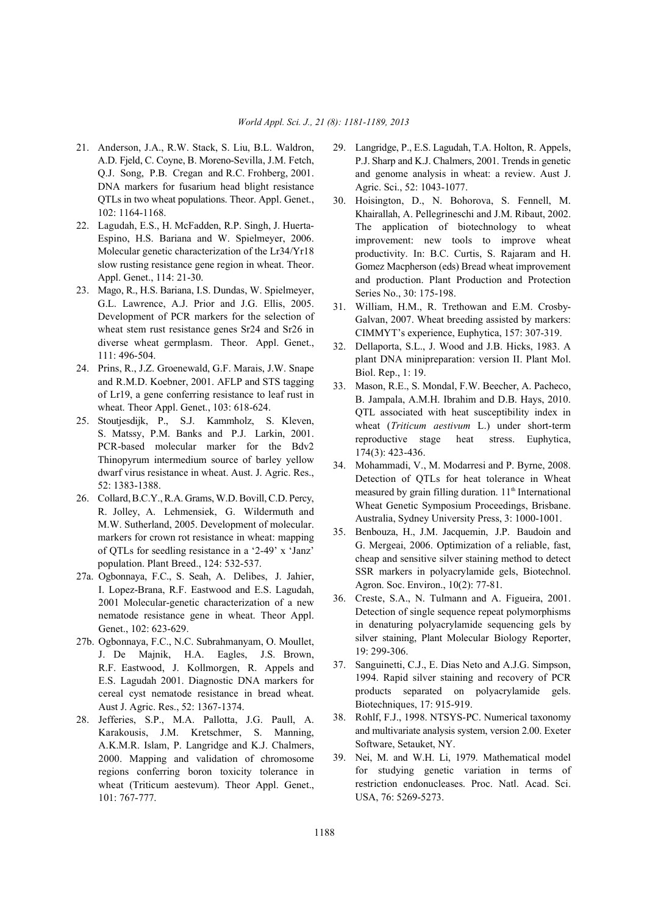21. Anderson, J.A., R.W. Stack, S. Liu, B.L. Waldron, A.D. Fjeld, C. Coyne, B. Moreno-Sevilla, J.M. Fetch, Q.J. Song, P.B. Cregan and R.C. Frohberg, 2001. DNA markers for fusarium head blight resistance QTLs in two wheat populations. Theor. Appl. Genet., 102: 1164-1168.
22. Lagudah, E.S., H. McFadden, R.P. Singh, J. Huerta-Espino, H.S. Bariana and W. Spielmeyer, 2006. Molecular genetic characterization of the Lr34/Yr18 slow rusting resistance gene region in wheat. Theor. Appl. Genet., 114: 21-30.
23. Mago, R., H.S. Bariana, I.S. Dundas, W. Spielmeyer, G.L. Lawrence, A.J. Prior and J.G. Ellis, 2005. Development of PCR markers for the selection of wheat stem rust resistance genes Sr24 and Sr26 in diverse wheat germplasm. Theor. Appl. Genet., 111: 496-504.
24. Prins, R., J.Z. Groenewald, G.F. Marais, J.W. Snape and R.M.D. Koebner, 2001. AFLP and STS tagging of Lr19, a gene conferring resistance to leaf rust in wheat. Theor Appl. Genet., 103: 618-624.
25. Stoutjesdijk, P., S.J. Kammholz, S. Kleven, S. Matssy, P.M. Banks and P.J. Larkin, 2001. PCR-based molecular marker for the Bdv2 Thinopyrum intermedium source of barley yellow dwarf virus resistance in wheat. Aust. J. Agric. Res., 52: 1383-1388.
26. Collard, B.C.Y., R.A. Grams, W.D. Bovill, C.D. Percy, R. Jolley, A. Lehmensiek, G. Wildermuth and M.W. Sutherland, 2005. Development of molecular. markers for crown rot resistance in wheat: mapping of QTLs for seedling resistance in a '2-49' x 'Janz' population. Plant Breed., 124: 532-537.
27a. Ogbonnaya, F.C., S. Seah, A. Delibes, J. Jahier, I. Lopez-Brana, R.F. Eastwood and E.S. Lagudah, 2001 Molecular-genetic characterization of a new nematode resistance gene in wheat. Theor Appl. Genet., 102: 623-629.
27b. Ogbonnaya, F.C., N.C. Subrahmanyam, O. Moullet, J. De Majnik, H.A. Eagles, J.S. Brown, R.F. Eastwood, J. Kollmorgen, R. Appels and E.S. Lagudah 2001. Diagnostic DNA markers for cereal cyst nematode resistance in bread wheat. Aust J. Agric. Res., 52: 1367-1374.
28. Jefferies, S.P., M.A. Pallotta, J.G. Paull, A. Karakousis, J.M. Kretschmer, S. Manning, A.K.M.R. Islam, P. Langridge and K.J. Chalmers, 2000. Mapping and validation of chromosome regions conferring boron toxicity tolerance in wheat (Triticum aestevum). Theor Appl. Genet., 101: 767-777.
29. Langridge, P., E.S. Lagudah, T.A. Holton, R. Appels, P.J. Sharp and K.J. Chalmers, 2001. Trends in genetic and genome analysis in wheat: a review. Aust J. Agric. Sci., 52: 1043-1077.
30. Hoisington, D., N. Bohorova, S. Fennell, M. Khairallah, A. Pellegrineschi and J.M. Ribaut, 2002. The application of biotechnology to wheat improvement: new tools to improve wheat productivity. In: B.C. Curtis, S. Rajaram and H. Gomez Macpherson (eds) Bread wheat improvement and production. Plant Production and Protection Series No., 30: 175-198.
31. William, H.M., R. Trethowan and E.M. Crosby-Galvan, 2007. Wheat breeding assisted by markers: CIMMYT's experience, Euphytica, 157: 307-319.
32. Dellaporta, S.L., J. Wood and J.B. Hicks, 1983. A plant DNA minipreparation: version II. Plant Mol. Biol. Rep., 1: 19.
33. Mason, R.E., S. Mondal, F.W. Beecher, A. Pacheco, B. Jampala, A.M.H. Ibrahim and D.B. Hays, 2010. QTL associated with heat susceptibility index in wheat (*Triticum aestivum* L.) under short-term reproductive stage heat stress. Euphytica, 174(3): 423-436.
34. Mohammadi, V., M. Modarresi and P. Byrne, 2008. Detection of QTLs for heat tolerance in Wheat measured by grain filling duration. 11th International Wheat Genetic Symposium Proceedings, Brisbane. Australia, Sydney University Press, 3: 1000-1001.
35. Benbouza, H., J.M. Jacquemin, J.P. Baudoin and G. Mergeai, 2006. Optimization of a reliable, fast, cheap and sensitive silver staining method to detect SSR markers in polyacrylamide gels, Biotechnol. Agron. Soc. Environ., 10(2): 77-81.
36. Creste, S.A., N. Tulmann and A. Figueira, 2001. Detection of single sequence repeat polymorphisms in denaturing polyacrylamide sequencing gels by silver staining, Plant Molecular Biology Reporter, 19: 299-306.
37. Sanguinetti, C.J., E. Dias Neto and A.J.G. Simpson, 1994. Rapid silver staining and recovery of PCR products separated on polyacrylamide gels. Biotechniques, 17: 915-919.
38. Rohlf, F.J., 1998. NTSYS-PC. Numerical taxonomy and multivariate analysis system, version 2.00. Exeter Software, Setauket, NY.
39. Nei, M. and W.H. Li, 1979. Mathematical model for studying genetic variation in terms of restriction endonucleases. Proc. Natl. Acad. Sci. USA, 76: 5269-5273.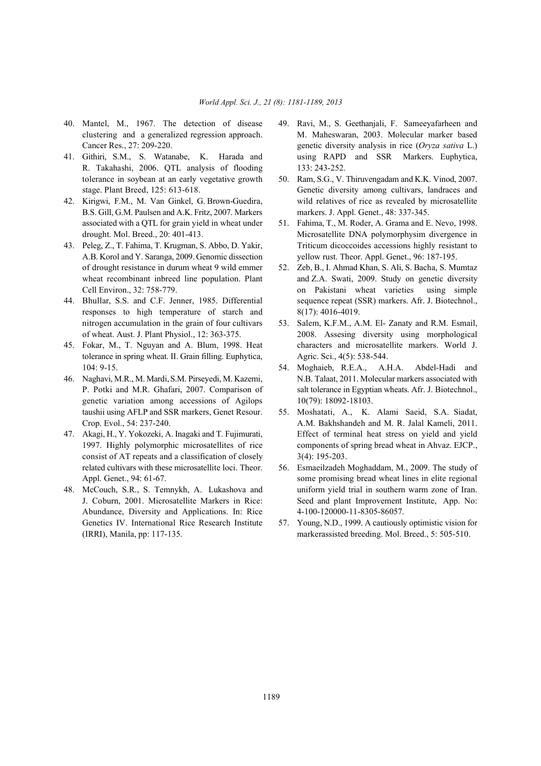40. Mantel, M., 1967. The detection of disease clustering and a generalized regression approach. Cancer Res., 27: 209-220.
41. Githiri, S.M., S. Watanabe, K. Harada and R. Takahashi, 2006. QTL analysis of flooding tolerance in soybean at an early vegetative growth stage. Plant Breed, 125: 613-618.
42. Kirigwi, F.M., M. Van Ginkel, G. Brown-Guedira, B.S. Gill, G.M. Paulsen and A.K. Fritz, 2007. Markers associated with a QTL for grain yield in wheat under drought. Mol. Breed., 20: 401-413.
43. Peleg, Z., T. Fahima, T. Krugman, S. Abbo, D. Yakir, A.B. Korol and Y. Saranga, 2009. Genomic dissection of drought resistance in durum wheat 9 wild emmer wheat recombinant inbreed line population. Plant Cell Environ., 32: 758-779.
44. Bhullar, S.S. and C.F. Jenner, 1985. Differential responses to high temperature of starch and nitrogen accumulation in the grain of four cultivars of wheat. Aust. J. Plant Physiol., 12: 363-375.
45. Fokar, M., T. Nguyan and A. Blum, 1998. Heat tolerance in spring wheat. II. Grain filling. Euphytica, 104: 9-15.
46. Naghavi, M.R., M. Mardi, S.M. Pirseyedi, M. Kazemi, P. Potki and M.R. Ghafari, 2007. Comparison of genetic variation among accessions of Agilops taushii using AFLP and SSR markers, Genet Resour. Crop. Evol., 54: 237-240.
47. Akagi, H., Y. Yokozeki, A. Inagaki and T. Fujimurati, 1997. Highly polymorphic microsatellites of rice consist of AT repeats and a classification of closely related cultivars with these microsatellite loci. Theor. Appl. Genet., 94: 61-67.
48. McCouch, S.R., S. Temnykh, A. Lukashova and J. Coburn, 2001. Microsatellite Markers in Rice: Abundance, Diversity and Applications. In: Rice Genetics IV. International Rice Research Institute (IRRI), Manila, pp: 117-135.
49. Ravi, M., S. Geethanjali, F. Sameeyafarheen and M. Maheswaran, 2003. Molecular marker based genetic diversity analysis in rice (*Oryza sativa* L.) using RAPD and SSR Markers. Euphytica, 133: 243-252.
50. Ram, S.G., V. Thiruvengadam and K.K. Vinod, 2007. Genetic diversity among cultivars, landraces and wild relatives of rice as revealed by microsatellite markers. J. Appl. Genet., 48: 337-345.
51. Fahima, T., M. Roder, A. Grama and E. Nevo, 1998. Microsatellite DNA polymorphysim divergence in Triticum dicoccoides accessions highly resistant to yellow rust. Theor. Appl. Genet., 96: 187-195.
52. Zeb, B., I. Ahmad Khan, S. Ali, S. Bacha, S. Mumtaz and Z.A. Swati, 2009. Study on genetic diversity on Pakistani wheat varieties using simple sequence repeat (SSR) markers. Afr. J. Biotechnol., 8(17): 4016-4019.
53. Salem, K.F.M., A.M. El- Zanaty and R.M. Esmail, 2008. Assesing diversity using morphological characters and microsatellite markers. World J. Agric. Sci., 4(5): 538-544.
54. Moghaieb, R.E.A., A.H.A. Abdel-Hadi and N.B. Talaat, 2011. Molecular markers associated with salt tolerance in Egyptian wheats. Afr. J. Biotechnol., 10(79): 18092-18103.
55. Moshatati, A., K. Alami Saeid, S.A. Siadat, A.M. Bakhshandeh and M. R. Jalal Kameli, 2011. Effect of terminal heat stress on yield and yield components of spring bread wheat in Ahvaz. EJCP., 3(4): 195-203.
56. Esmaeilzadeh Moghaddam, M., 2009. The study of some promising bread wheat lines in elite regional uniform yield trial in southern warm zone of Iran. Seed and plant Improvement Institute, App. No: 4-100-120000-11-8305-86057.
57. Young, N.D., 1999. A cautiously optimistic vision for markerassisted breeding. Mol. Breed., 5: 505-510.